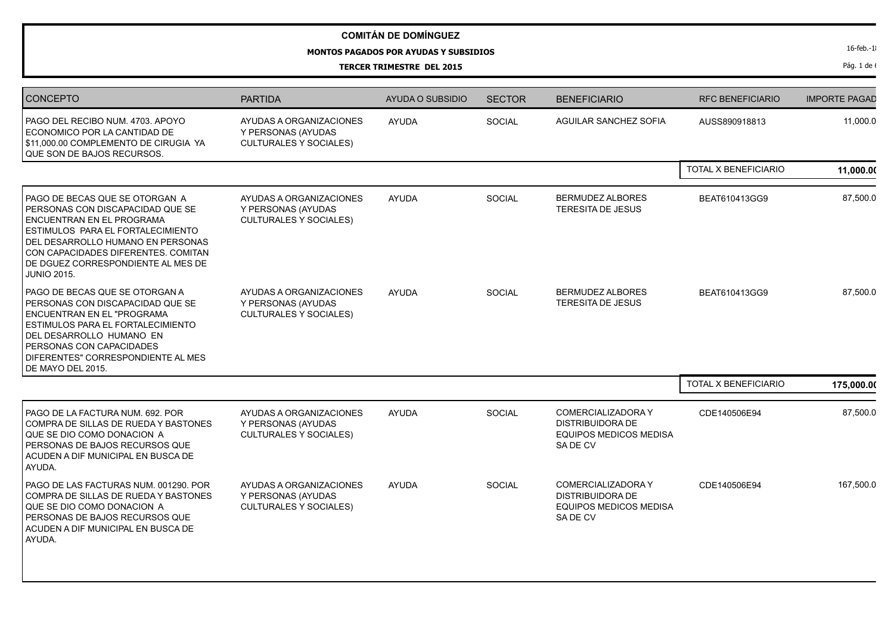# COMITÁN DE DOMÍNGUEZ

## MONTOS PAGADOS POR AYUDAS Y SUBSIDIOS

### TERCER TRIMESTRE DEL 2015

16-feb.-1

| CONCEPTO | PARTIDA | AYUDA O SUBSIDIO | SECTOR | BENEFICIARIO | RFC BENEFICIARIO | IMPORTE PAGAD |
|---|---|---|---|---|---|---|
| PAGO DEL RECIBO NUM. 4703. APOYO ECONOMICO POR LA CANTIDAD DE $11,000.00 COMPLEMENTO DE CIRUGIA YA QUE SON DE BAJOS RECURSOS. | AYUDAS A ORGANIZACIONES Y PERSONAS (AYUDAS CULTURALES Y SOCIALES) | AYUDA | SOCIAL | AGUILAR SANCHEZ SOFIA | AUSS890918813 | 11,000.0 |
| | | | | | TOTAL X BENEFICIARIO | **11,000.0** |
| PAGO DE BECAS QUE SE OTORGAN A PERSONAS CON DISCAPACIDAD QUE SE ENCUENTRAN EN EL PROGRAMA ESTIMULOS PARA EL FORTALECIMIENTO DEL DESARROLLO HUMANO EN PERSONAS CON CAPACIDADES DIFERENTES. COMITAN DE DGUEZ CORRESPONDIENTE AL MES DE JUNIO 2015. | AYUDAS A ORGANIZACIONES Y PERSONAS (AYUDAS CULTURALES Y SOCIALES) | AYUDA | SOCIAL | BERMUDEZ ALBORES TERESITA DE JESUS | BEAT610413GG9 | 87,500.0 |
| PAGO DE BECAS QUE SE OTORGAN A PERSONAS CON DISCAPACIDAD QUE SE ENCUENTRAN EN EL "PROGRAMA ESTIMULOS PARA EL FORTALECIMIENTO DEL DESARROLLO HUMANO EN PERSONAS CON CAPACIDADES DIFERENTES" CORRESPONDIENTE AL MES DE MAYO DEL 2015. | AYUDAS A ORGANIZACIONES Y PERSONAS (AYUDAS CULTURALES Y SOCIALES) | AYUDA | SOCIAL | BERMUDEZ ALBORES TERESITA DE JESUS | BEAT610413GG9 | 87,500.0 |
| | | | | | TOTAL X BENEFICIARIO | **175,000.0** |
| PAGO DE LA FACTURA NUM. 692. POR COMPRA DE SILLAS DE RUEDA Y BASTONES QUE SE DIO COMO DONACION A PERSONAS DE BAJOS RECURSOS QUE ACUDEN A DIF MUNICIPAL EN BUSCA DE AYUDA. | AYUDAS A ORGANIZACIONES Y PERSONAS (AYUDAS CULTURALES Y SOCIALES) | AYUDA | SOCIAL | COMERCIALIZADORA Y DISTRIBUIDORA DE EQUIPOS MEDICOS MEDISA SA DE CV | CDE140506E94 | 87,500.0 |
| PAGO DE LAS FACTURAS NUM. 001290. POR COMPRA DE SILLAS DE RUEDA Y BASTONES QUE SE DIO COMO DONACION A PERSONAS DE BAJOS RECURSOS QUE ACUDEN A DIF MUNICIPAL EN BUSCA DE AYUDA. | AYUDAS A ORGANIZACIONES Y PERSONAS (AYUDAS CULTURALES Y SOCIALES) | AYUDA | SOCIAL | COMERCIALIZADORA Y DISTRIBUIDORA DE EQUIPOS MEDICOS MEDISA SA DE CV | CDE140506E94 | 167,500.0 |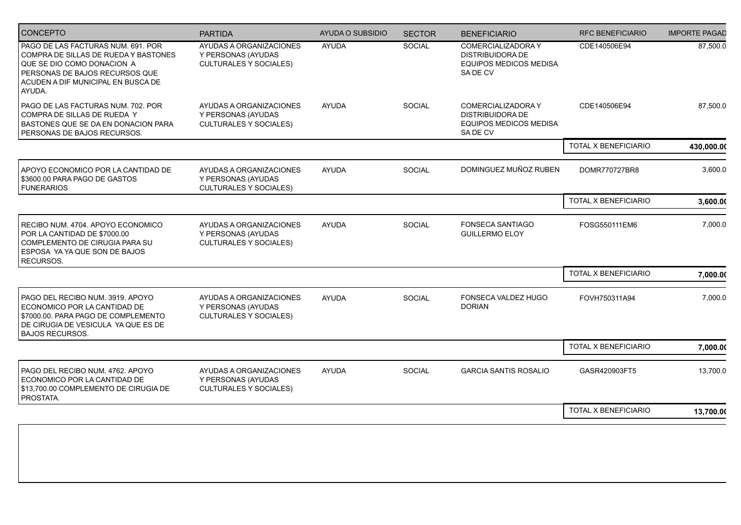| CONCEPTO | PARTIDA | AYUDA O SUBSIDIO | SECTOR | BENEFICIARIO | RFC BENEFICIARIO | IMPORTE PAGAD |
|---|---|---|---|---|---|---|
| PAGO DE LAS FACTURAS NUM. 691. POR COMPRA DE SILLAS DE RUEDA Y BASTONES QUE SE DIO COMO DONACION A PERSONAS DE BAJOS RECURSOS QUE ACUDEN A DIF MUNICIPAL EN BUSCA DE AYUDA. | AYUDAS A ORGANIZACIONES Y PERSONAS (AYUDAS CULTURALES Y SOCIALES) | AYUDA | SOCIAL | COMERCIALIZADORA Y DISTRIBUIDORA DE EQUIPOS MEDICOS MEDISA SA DE CV | CDE140506E94 | 87,500.0 |
| PAGO DE LAS FACTURAS NUM. 702. POR COMPRA DE SILLAS DE RUEDA Y BASTONES QUE SE DA EN DONACION PARA PERSONAS DE BAJOS RECURSOS. | AYUDAS A ORGANIZACIONES Y PERSONAS (AYUDAS CULTURALES Y SOCIALES) | AYUDA | SOCIAL | COMERCIALIZADORA Y DISTRIBUIDORA DE EQUIPOS MEDICOS MEDISA SA DE CV | CDE140506E94 | 87,500.0 |
| | | | | | TOTAL X BENEFICIARIO | **430,000.0** |
| APOYO ECONOMICO POR LA CANTIDAD DE $3600.00 PARA PAGO DE GASTOS FUNERARIOS | AYUDAS A ORGANIZACIONES Y PERSONAS (AYUDAS CULTURALES Y SOCIALES) | AYUDA | SOCIAL | DOMINGUEZ MUÑOZ RUBEN | DOMR770727BR8 | 3,600.0 |
| | | | | | TOTAL X BENEFICIARIO | **3,600.0** |
| RECIBO NUM. 4704. APOYO ECONOMICO POR LA CANTIDAD DE $7000.00 COMPLEMENTO DE CIRUGIA PARA SU ESPOSA YA YA QUE SON DE BAJOS RECURSOS. | AYUDAS A ORGANIZACIONES Y PERSONAS (AYUDAS CULTURALES Y SOCIALES) | AYUDA | SOCIAL | FONSECA SANTIAGO GUILLERMO ELOY | FOSG550111EM6 | 7,000.0 |
| | | | | | TOTAL X BENEFICIARIO | **7,000.0** |
| PAGO DEL RECIBO NUM. 3919. APOYO ECONOMICO POR LA CANTIDAD DE $7000.00. PARA PAGO DE COMPLEMENTO DE CIRUGIA DE VESICULA YA QUE ES DE BAJOS RECURSOS. | AYUDAS A ORGANIZACIONES Y PERSONAS (AYUDAS CULTURALES Y SOCIALES) | AYUDA | SOCIAL | FONSECA VALDEZ HUGO DORIAN | FOVH750311A94 | 7,000.0 |
| | | | | | TOTAL X BENEFICIARIO | **7,000.0** |
| PAGO DEL RECIBO NUM. 4762. APOYO ECONOMICO POR LA CANTIDAD DE $13,700.00 COMPLEMENTO DE CIRUGIA DE PROSTATA. | AYUDAS A ORGANIZACIONES Y PERSONAS (AYUDAS CULTURALES Y SOCIALES) | AYUDA | SOCIAL | GARCIA SANTIS ROSALIO | GASR420903FT5 | 13,700.0 |
| | | | | | TOTAL X BENEFICIARIO | **13,700.0** |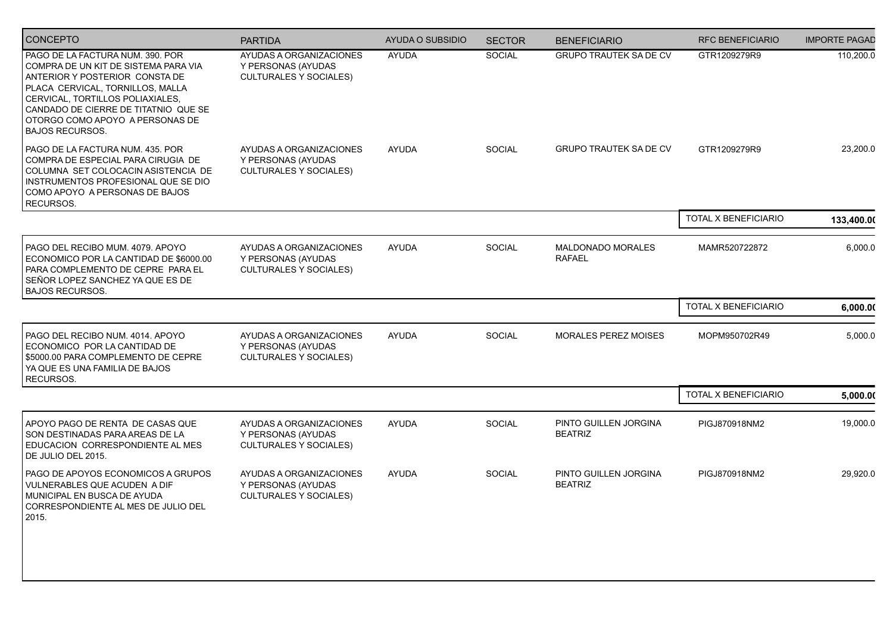| CONCEPTO | PARTIDA | AYUDA O SUBSIDIO | SECTOR | BENEFICIARIO | RFC BENEFICIARIO | IMPORTE PAGAD |
|---|---|---|---|---|---|---|
| PAGO DE LA FACTURA NUM. 390. POR COMPRA DE UN KIT DE SISTEMA PARA VIA ANTERIOR Y POSTERIOR CONSTA DE PLACA CERVICAL, TORNILLOS, MALLA CERVICAL, TORTILLOS POLIAXIALES, CANDADO DE CIERRE DE TITATNIO QUE SE OTORGO COMO APOYO A PERSONAS DE BAJOS RECURSOS. | AYUDAS A ORGANIZACIONES Y PERSONAS (AYUDAS CULTURALES Y SOCIALES) | AYUDA | SOCIAL | GRUPO TRAUTEK SA DE CV | GTR1209279R9 | 110,200.0 |
| PAGO DE LA FACTURA NUM. 435. POR COMPRA DE ESPECIAL PARA CIRUGIA DE COLUMNA SET COLOCACIN ASISTENCIA DE INSTRUMENTOS PROFESIONAL QUE SE DIO COMO APOYO A PERSONAS DE BAJOS RECURSOS. | AYUDAS A ORGANIZACIONES Y PERSONAS (AYUDAS CULTURALES Y SOCIALES) | AYUDA | SOCIAL | GRUPO TRAUTEK SA DE CV | GTR1209279R9 | 23,200.0 |
| | | | | | TOTAL X BENEFICIARIO | **133,400.0** |
| PAGO DEL RECIBO MUM. 4079. APOYO ECONOMICO POR LA CANTIDAD DE $6000.00 PARA COMPLEMENTO DE CEPRE PARA EL SEÑOR LOPEZ SANCHEZ YA QUE ES DE BAJOS RECURSOS. | AYUDAS A ORGANIZACIONES Y PERSONAS (AYUDAS CULTURALES Y SOCIALES) | AYUDA | SOCIAL | MALDONADO MORALES RAFAEL | MAMR520722872 | 6,000.0 |
| | | | | | TOTAL X BENEFICIARIO | **6,000.0** |
| PAGO DEL RECIBO NUM. 4014. APOYO ECONOMICO POR LA CANTIDAD DE $5000.00 PARA COMPLEMENTO DE CEPRE YA QUE ES UNA FAMILIA DE BAJOS RECURSOS. | AYUDAS A ORGANIZACIONES Y PERSONAS (AYUDAS CULTURALES Y SOCIALES) | AYUDA | SOCIAL | MORALES PEREZ MOISES | MOPM950702R49 | 5,000.0 |
| | | | | | TOTAL X BENEFICIARIO | **5,000.0** |
| APOYO PAGO DE RENTA DE CASAS QUE SON DESTINADAS PARA AREAS DE LA EDUCACION CORRESPONDIENTE AL MES DE JULIO DEL 2015. | AYUDAS A ORGANIZACIONES Y PERSONAS (AYUDAS CULTURALES Y SOCIALES) | AYUDA | SOCIAL | PINTO GUILLEN JORGINA BEATRIZ | PIGJ870918NM2 | 19,000.0 |
| PAGO DE APOYOS ECONOMICOS A GRUPOS VULNERABLES QUE ACUDEN A DIF MUNICIPAL EN BUSCA DE AYUDA CORRESPONDIENTE AL MES DE JULIO DEL 2015. | AYUDAS A ORGANIZACIONES Y PERSONAS (AYUDAS CULTURALES Y SOCIALES) | AYUDA | SOCIAL | PINTO GUILLEN JORGINA BEATRIZ | PIGJ870918NM2 | 29,920.0 |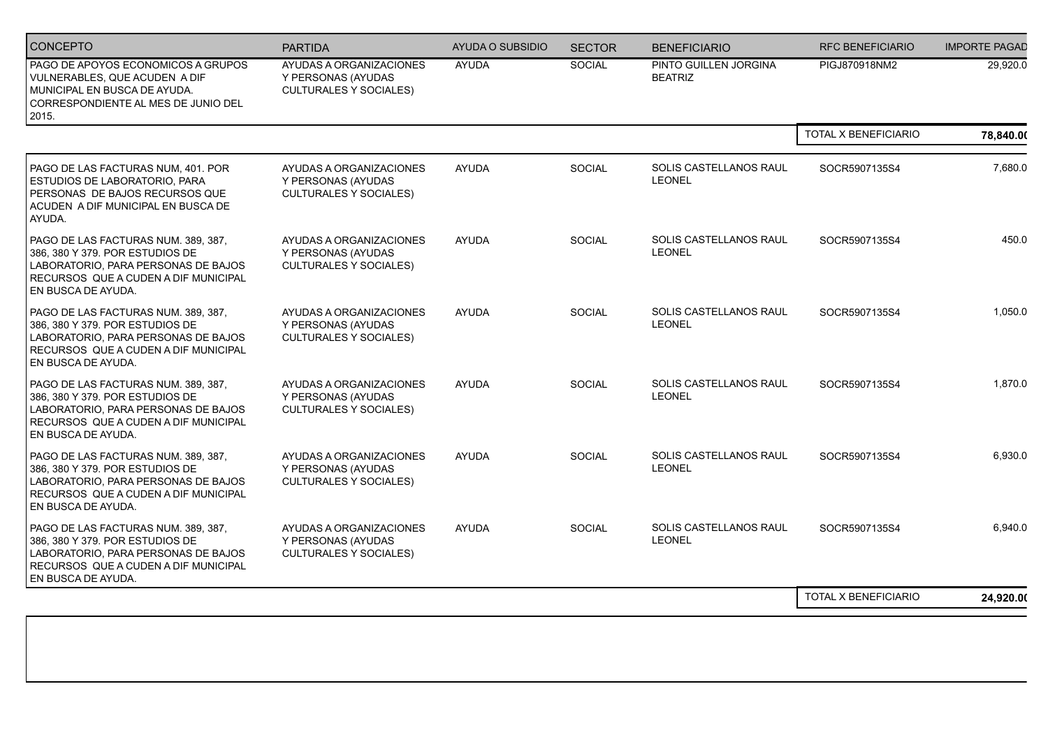| CONCEPTO | PARTIDA | AYUDA O SUBSIDIO | SECTOR | BENEFICIARIO | RFC BENEFICIARIO | IMPORTE PAGAD |
|---|---|---|---|---|---|---|
| PAGO DE APOYOS ECONOMICOS A GRUPOS VULNERABLES, QUE ACUDEN A DIF MUNICIPAL EN BUSCA DE AYUDA. CORRESPONDIENTE AL MES DE JUNIO DEL 2015. | AYUDAS A ORGANIZACIONES Y PERSONAS (AYUDAS CULTURALES Y SOCIALES) | AYUDA | SOCIAL | PINTO GUILLEN JORGINA BEATRIZ | PIGJ870918NM2 | 29,920.0 |
| | | | | | TOTAL X BENEFICIARIO | **78,840.0** |
| PAGO DE LAS FACTURAS NUM, 401. POR ESTUDIOS DE LABORATORIO, PARA PERSONAS DE BAJOS RECURSOS QUE ACUDEN A DIF MUNICIPAL EN BUSCA DE AYUDA. | AYUDAS A ORGANIZACIONES Y PERSONAS (AYUDAS CULTURALES Y SOCIALES) | AYUDA | SOCIAL | SOLIS CASTELLANOS RAUL LEONEL | SOCR5907135S4 | 7,680.0 |
| PAGO DE LAS FACTURAS NUM. 389, 387, 386, 380 Y 379. POR ESTUDIOS DE LABORATORIO, PARA PERSONAS DE BAJOS RECURSOS QUE A CUDEN A DIF MUNICIPAL EN BUSCA DE AYUDA. | AYUDAS A ORGANIZACIONES Y PERSONAS (AYUDAS CULTURALES Y SOCIALES) | AYUDA | SOCIAL | SOLIS CASTELLANOS RAUL LEONEL | SOCR5907135S4 | 450.0 |
| PAGO DE LAS FACTURAS NUM. 389, 387, 386, 380 Y 379. POR ESTUDIOS DE LABORATORIO, PARA PERSONAS DE BAJOS RECURSOS QUE A CUDEN A DIF MUNICIPAL EN BUSCA DE AYUDA. | AYUDAS A ORGANIZACIONES Y PERSONAS (AYUDAS CULTURALES Y SOCIALES) | AYUDA | SOCIAL | SOLIS CASTELLANOS RAUL LEONEL | SOCR5907135S4 | 1,050.0 |
| PAGO DE LAS FACTURAS NUM. 389, 387, 386, 380 Y 379. POR ESTUDIOS DE LABORATORIO, PARA PERSONAS DE BAJOS RECURSOS QUE A CUDEN A DIF MUNICIPAL EN BUSCA DE AYUDA. | AYUDAS A ORGANIZACIONES Y PERSONAS (AYUDAS CULTURALES Y SOCIALES) | AYUDA | SOCIAL | SOLIS CASTELLANOS RAUL LEONEL | SOCR5907135S4 | 1,870.0 |
| PAGO DE LAS FACTURAS NUM. 389, 387, 386, 380 Y 379. POR ESTUDIOS DE LABORATORIO, PARA PERSONAS DE BAJOS RECURSOS QUE A CUDEN A DIF MUNICIPAL EN BUSCA DE AYUDA. | AYUDAS A ORGANIZACIONES Y PERSONAS (AYUDAS CULTURALES Y SOCIALES) | AYUDA | SOCIAL | SOLIS CASTELLANOS RAUL LEONEL | SOCR5907135S4 | 6,930.0 |
| PAGO DE LAS FACTURAS NUM. 389, 387, 386, 380 Y 379. POR ESTUDIOS DE LABORATORIO, PARA PERSONAS DE BAJOS RECURSOS QUE A CUDEN A DIF MUNICIPAL EN BUSCA DE AYUDA. | AYUDAS A ORGANIZACIONES Y PERSONAS (AYUDAS CULTURALES Y SOCIALES) | AYUDA | SOCIAL | SOLIS CASTELLANOS RAUL LEONEL | SOCR5907135S4 | 6,940.0 |
| | | | | | TOTAL X BENEFICIARIO | **24,920.0** |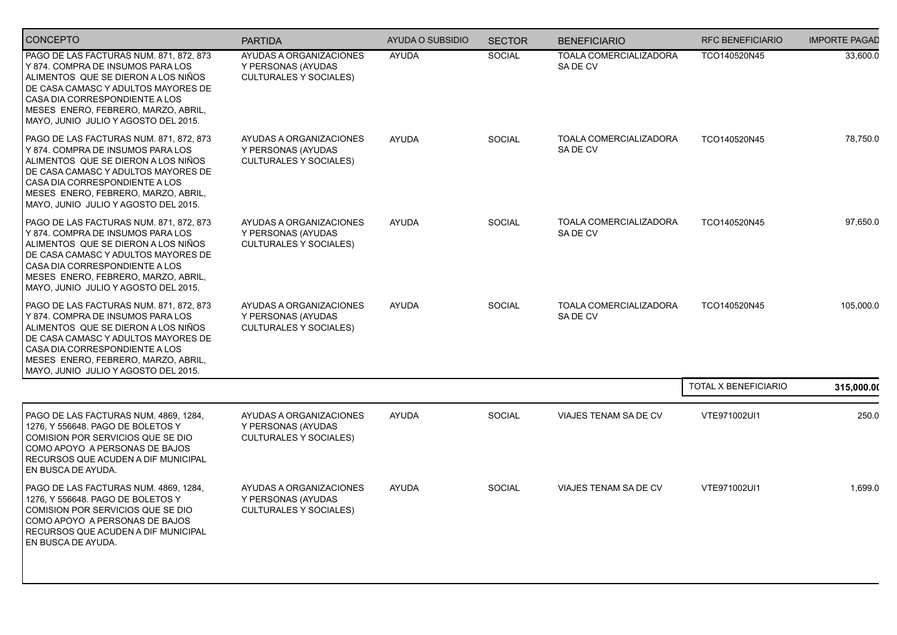| CONCEPTO | PARTIDA | AYUDA O SUBSIDIO | SECTOR | BENEFICIARIO | RFC BENEFICIARIO | IMPORTE PAGAD |
|---|---|---|---|---|---|---|
| PAGO DE LAS FACTURAS NUM. 871, 872, 873 Y 874. COMPRA DE INSUMOS PARA LOS ALIMENTOS QUE SE DIERON A LOS NIÑOS DE CASA CAMASC Y ADULTOS MAYORES DE CASA DIA CORRESPONDIENTE A LOS MESES ENERO, FEBRERO, MARZO, ABRIL, MAYO, JUNIO JULIO Y AGOSTO DEL 2015. | AYUDAS A ORGANIZACIONES Y PERSONAS (AYUDAS CULTURALES Y SOCIALES) | AYUDA | SOCIAL | TOALA COMERCIALIZADORA SA DE CV | TCO140520N45 | 33,600.0 |
| PAGO DE LAS FACTURAS NUM. 871, 872, 873 Y 874. COMPRA DE INSUMOS PARA LOS ALIMENTOS QUE SE DIERON A LOS NIÑOS DE CASA CAMASC Y ADULTOS MAYORES DE CASA DIA CORRESPONDIENTE A LOS MESES ENERO, FEBRERO, MARZO, ABRIL, MAYO, JUNIO JULIO Y AGOSTO DEL 2015. | AYUDAS A ORGANIZACIONES Y PERSONAS (AYUDAS CULTURALES Y SOCIALES) | AYUDA | SOCIAL | TOALA COMERCIALIZADORA SA DE CV | TCO140520N45 | 78,750.0 |
| PAGO DE LAS FACTURAS NUM. 871, 872, 873 Y 874. COMPRA DE INSUMOS PARA LOS ALIMENTOS QUE SE DIERON A LOS NIÑOS DE CASA CAMASC Y ADULTOS MAYORES DE CASA DIA CORRESPONDIENTE A LOS MESES ENERO, FEBRERO, MARZO, ABRIL, MAYO, JUNIO JULIO Y AGOSTO DEL 2015. | AYUDAS A ORGANIZACIONES Y PERSONAS (AYUDAS CULTURALES Y SOCIALES) | AYUDA | SOCIAL | TOALA COMERCIALIZADORA SA DE CV | TCO140520N45 | 97,650.0 |
| PAGO DE LAS FACTURAS NUM. 871, 872, 873 Y 874. COMPRA DE INSUMOS PARA LOS ALIMENTOS QUE SE DIERON A LOS NIÑOS DE CASA CAMASC Y ADULTOS MAYORES DE CASA DIA CORRESPONDIENTE A LOS MESES ENERO, FEBRERO, MARZO, ABRIL, MAYO, JUNIO JULIO Y AGOSTO DEL 2015. | AYUDAS A ORGANIZACIONES Y PERSONAS (AYUDAS CULTURALES Y SOCIALES) | AYUDA | SOCIAL | TOALA COMERCIALIZADORA SA DE CV | TCO140520N45 | 105,000.0 |
| | | | | | TOTAL X BENEFICIARIO | **315,000.0** |
| PAGO DE LAS FACTURAS NUM. 4869, 1284, 1276, Y 556648. PAGO DE BOLETOS Y COMISION POR SERVICIOS QUE SE DIO COMO APOYO A PERSONAS DE BAJOS RECURSOS QUE ACUDEN A DIF MUNICIPAL EN BUSCA DE AYUDA. | AYUDAS A ORGANIZACIONES Y PERSONAS (AYUDAS CULTURALES Y SOCIALES) | AYUDA | SOCIAL | VIAJES TENAM SA DE CV | VTE971002UI1 | 250.0 |
| PAGO DE LAS FACTURAS NUM. 4869, 1284, 1276, Y 556648. PAGO DE BOLETOS Y COMISION POR SERVICIOS QUE SE DIO COMO APOYO A PERSONAS DE BAJOS RECURSOS QUE ACUDEN A DIF MUNICIPAL EN BUSCA DE AYUDA. | AYUDAS A ORGANIZACIONES Y PERSONAS (AYUDAS CULTURALES Y SOCIALES) | AYUDA | SOCIAL | VIAJES TENAM SA DE CV | VTE971002UI1 | 1,699.0 |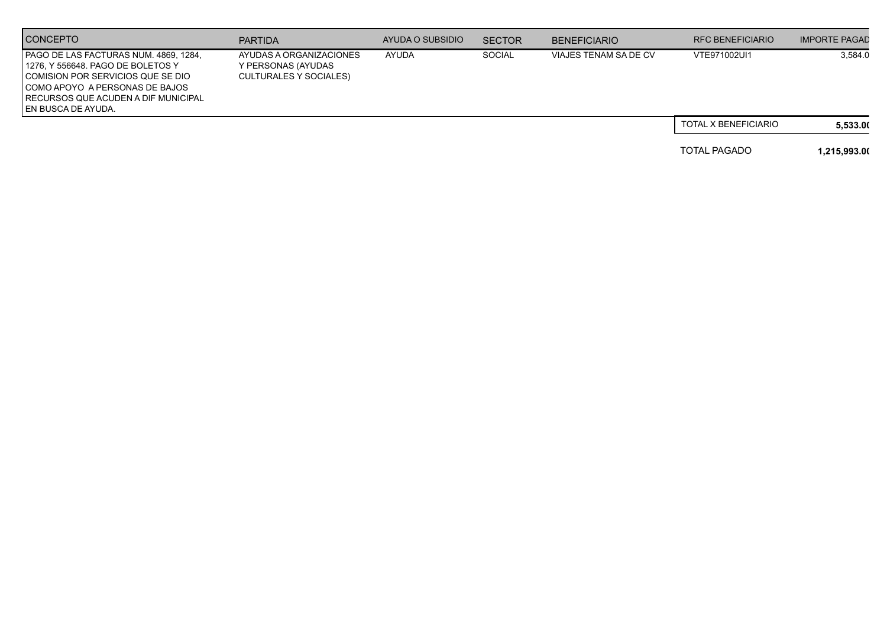| CONCEPTO | PARTIDA | AYUDA O SUBSIDIO | SECTOR | BENEFICIARIO | RFC BENEFICIARIO | IMPORTE PAGAD |
|---|---|---|---|---|---|---|
| PAGO DE LAS FACTURAS NUM. 4869, 1284, 1276, Y 556648. PAGO DE BOLETOS Y COMISION POR SERVICIOS QUE SE DIO COMO APOYO A PERSONAS DE BAJOS RECURSOS QUE ACUDEN A DIF MUNICIPAL EN BUSCA DE AYUDA. | AYUDAS A ORGANIZACIONES Y PERSONAS (AYUDAS CULTURALES Y SOCIALES) | AYUDA | SOCIAL | VIAJES TENAM SA DE CV | VTE971002UI1 | 3,584.0 |
| | | | | | TOTAL X BENEFICIARIO | **5,533.0(** |
| | | | | | TOTAL PAGADO | **1,215,993.0(** |